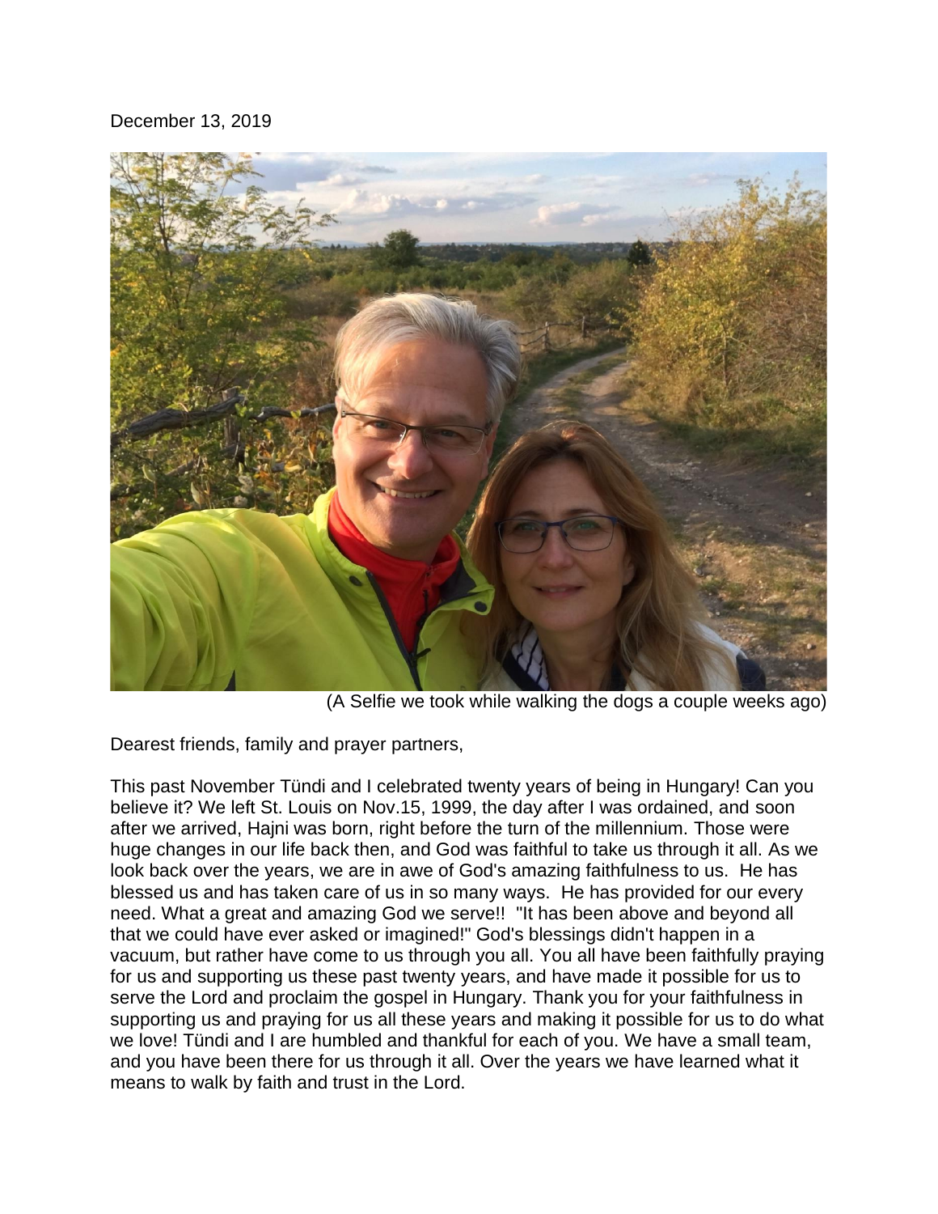December 13, 2019

(A Selfie we took while walking the dogs a couple weeks ago)

Dearest friends, family and prayer partners,

This past November Tündi and I celebrated twenty years of being in Hungary! Can you believe it? We left St. Louis on Nov.15, 1999, the day after I was ordained, and soon after we arrived, Hajni was born, right before the turn of the millennium. Those were huge changes in our life back then, and God was faithful to take us through it all. As we look back over the years, we are in awe of God's amazing faithfulness to us. He has blessed us and has taken care of us in so many ways. He has provided for our every need. What a great and amazing God we serve!! "It has been above and beyond all that we could have ever asked or imagined!" God's blessings didn't happen in a vacuum, but rather have come to us through you all. You all have been faithfully praying for us and supporting us these past twenty years, and have made it possible for us to serve the Lord and proclaim the gospel in Hungary. Thank you for your faithfulness in supporting us and praying for us all these years and making it possible for us to do what we love! Tündi and I are humbled and thankful for each of you. We have a small team, and you have been there for us through it all. Over the years we have learned what it means to walk by faith and trust in the Lord.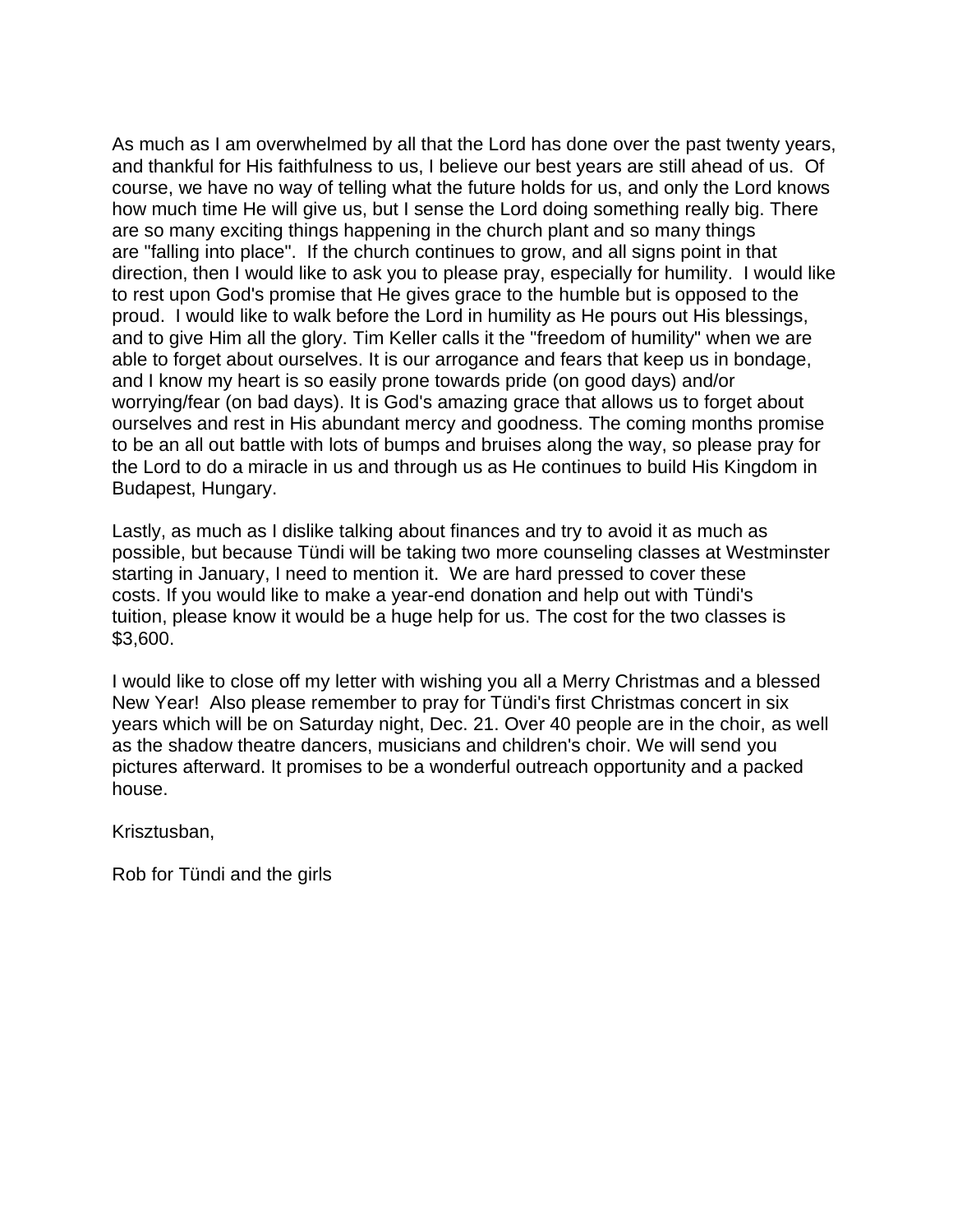As much as I am overwhelmed by all that the Lord has done over the past twenty years, and thankful for His faithfulness to us, I believe our best years are still ahead of us. Of course, we have no way of telling what the future holds for us, and only the Lord knows how much time He will give us, but I sense the Lord doing something really big. There are so many exciting things happening in the church plant and so many things are "falling into place". If the church continues to grow, and all signs point in that direction, then I would like to ask you to please pray, especially for humility. I would like to rest upon God's promise that He gives grace to the humble but is opposed to the proud. I would like to walk before the Lord in humility as He pours out His blessings, and to give Him all the glory. Tim Keller calls it the "freedom of humility" when we are able to forget about ourselves. It is our arrogance and fears that keep us in bondage, and I know my heart is so easily prone towards pride (on good days) and/or worrying/fear (on bad days). It is God's amazing grace that allows us to forget about ourselves and rest in His abundant mercy and goodness. The coming months promise to be an all out battle with lots of bumps and bruises along the way, so please pray for the Lord to do a miracle in us and through us as He continues to build His Kingdom in Budapest, Hungary.

Lastly, as much as I dislike talking about finances and try to avoid it as much as possible, but because Tündi will be taking two more counseling classes at Westminster starting in January, I need to mention it. We are hard pressed to cover these costs. If you would like to make a year-end donation and help out with Tündi's tuition, please know it would be a huge help for us. The cost for the two classes is $3,600.

I would like to close off my letter with wishing you all a Merry Christmas and a blessed New Year! Also please remember to pray for Tündi's first Christmas concert in six years which will be on Saturday night, Dec. 21. Over 40 people are in the choir, as well as the shadow theatre dancers, musicians and children's choir. We will send you pictures afterward. It promises to be a wonderful outreach opportunity and a packed house.

Krisztusban,

Rob for Tündi and the girls